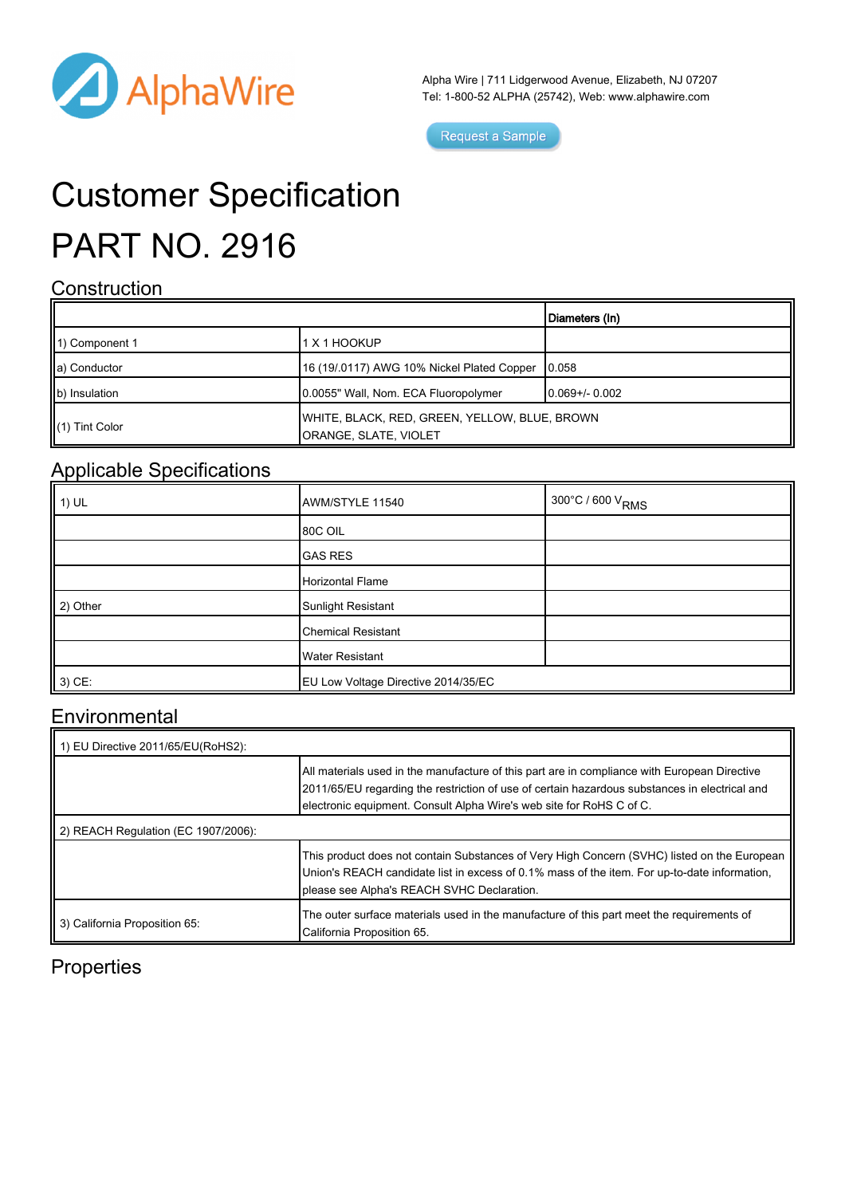AlphaWire

Alpha Wire | 711 Lidgerwood Avenue, Elizabeth, NJ 07207
Tel: 1-800-52 ALPHA (25742), Web: www.alphawire.com

Request a Sample

# Customer Specification

# PART NO. 2916

## Construction

| | | Diameters (In) |
|---|---|---|
| 1) Component 1 | 1 X 1 HOOKUP | |
| a) Conductor | 16 (19/.0117) AWG 10% Nickel Plated Copper | 0.058 |
| b) Insulation | 0.0055" Wall, Nom. ECA Fluoropolymer | 0.069+/- 0.002 |
| (1) Tint Color | WHITE, BLACK, RED, GREEN, YELLOW, BLUE, BROWN ORANGE, SLATE, VIOLET | |

## Applicable Specifications

| | | |
|---|---|---|
| 1) UL | AWM/STYLE 11540 | 300°C / 600 $V_{RMS}$ |
| | 80C OIL | |
| | GAS RES | |
| | Horizontal Flame | |
| 2) Other | Sunlight Resistant | |
| | Chemical Resistant | |
| | Water Resistant | |
| 3) CE: | EU Low Voltage Directive 2014/35/EC | |

## Environmental

| | |
|---|---|
| 1) EU Directive 2011/65/EU(RoHS2): | |
| | All materials used in the manufacture of this part are in compliance with European Directive 2011/65/EU regarding the restriction of use of certain hazardous substances in electrical and electronic equipment. Consult Alpha Wire's web site for RoHS C of C. |
| 2) REACH Regulation (EC 1907/2006): | |
| | This product does not contain Substances of Very High Concern (SVHC) listed on the European Union's REACH candidate list in excess of 0.1% mass of the item. For up-to-date information, please see Alpha's REACH SVHC Declaration. |
| 3) California Proposition 65: | The outer surface materials used in the manufacture of this part meet the requirements of California Proposition 65. |

## Properties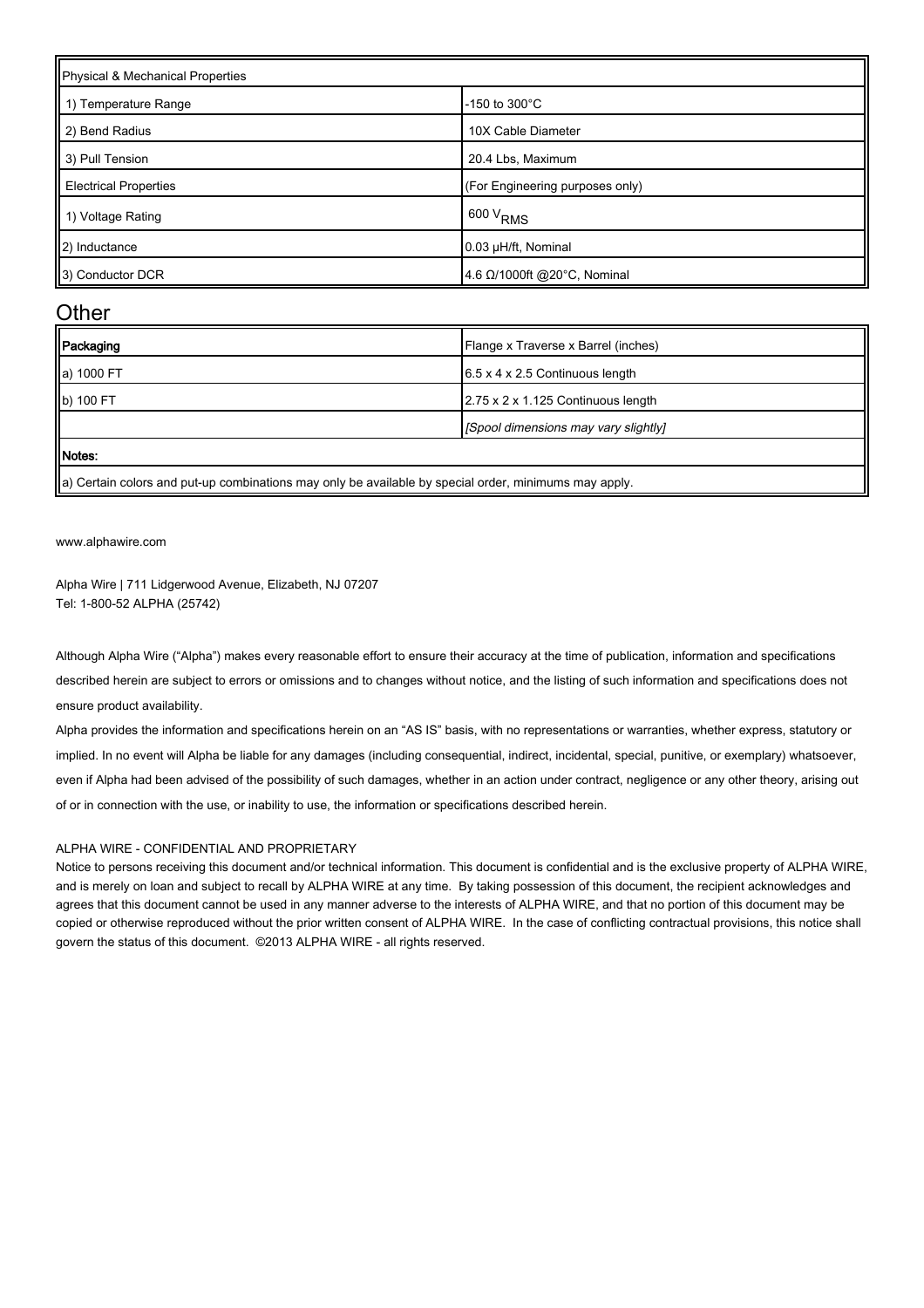| Physical & Mechanical Properties | |
|---|---|
| 1) Temperature Range | -150 to 300°C |
| 2) Bend Radius | 10X Cable Diameter |
| 3) Pull Tension | 20.4 Lbs, Maximum |
| Electrical Properties | (For Engineering purposes only) |
| 1) Voltage Rating | 600 $V_{RMS}$ |
| 2) Inductance | 0.03 μH/ft, Nominal |
| 3) Conductor DCR | 4.6 Ω/1000ft @20°C, Nominal |

## Other

| Packaging | Flange x Traverse x Barrel (inches) |
|---|---|
| a) 1000 FT | 6.5 x 4 x 2.5 Continuous length |
| b) 100 FT | 2.75 x 2 x 1.125 Continuous length |
| | *[Spool dimensions may vary slightly]* |
| **Notes:** | |
| a) Certain colors and put-up combinations may only be available by special order, minimums may apply. | |

www.alphawire.com

Alpha Wire | 711 Lidgerwood Avenue, Elizabeth, NJ 07207
Tel: 1-800-52 ALPHA (25742)

Although Alpha Wire ("Alpha") makes every reasonable effort to ensure their accuracy at the time of publication, information and specifications described herein are subject to errors or omissions and to changes without notice, and the listing of such information and specifications does not ensure product availability.

Alpha provides the information and specifications herein on an "AS IS" basis, with no representations or warranties, whether express, statutory or implied. In no event will Alpha be liable for any damages (including consequential, indirect, incidental, special, punitive, or exemplary) whatsoever, even if Alpha had been advised of the possibility of such damages, whether in an action under contract, negligence or any other theory, arising out of or in connection with the use, or inability to use, the information or specifications described herein.

ALPHA WIRE - CONFIDENTIAL AND PROPRIETARY

Notice to persons receiving this document and/or technical information. This document is confidential and is the exclusive property of ALPHA WIRE, and is merely on loan and subject to recall by ALPHA WIRE at any time. By taking possession of this document, the recipient acknowledges and agrees that this document cannot be used in any manner adverse to the interests of ALPHA WIRE, and that no portion of this document may be copied or otherwise reproduced without the prior written consent of ALPHA WIRE. In the case of conflicting contractual provisions, this notice shall govern the status of this document. ©2013 ALPHA WIRE - all rights reserved.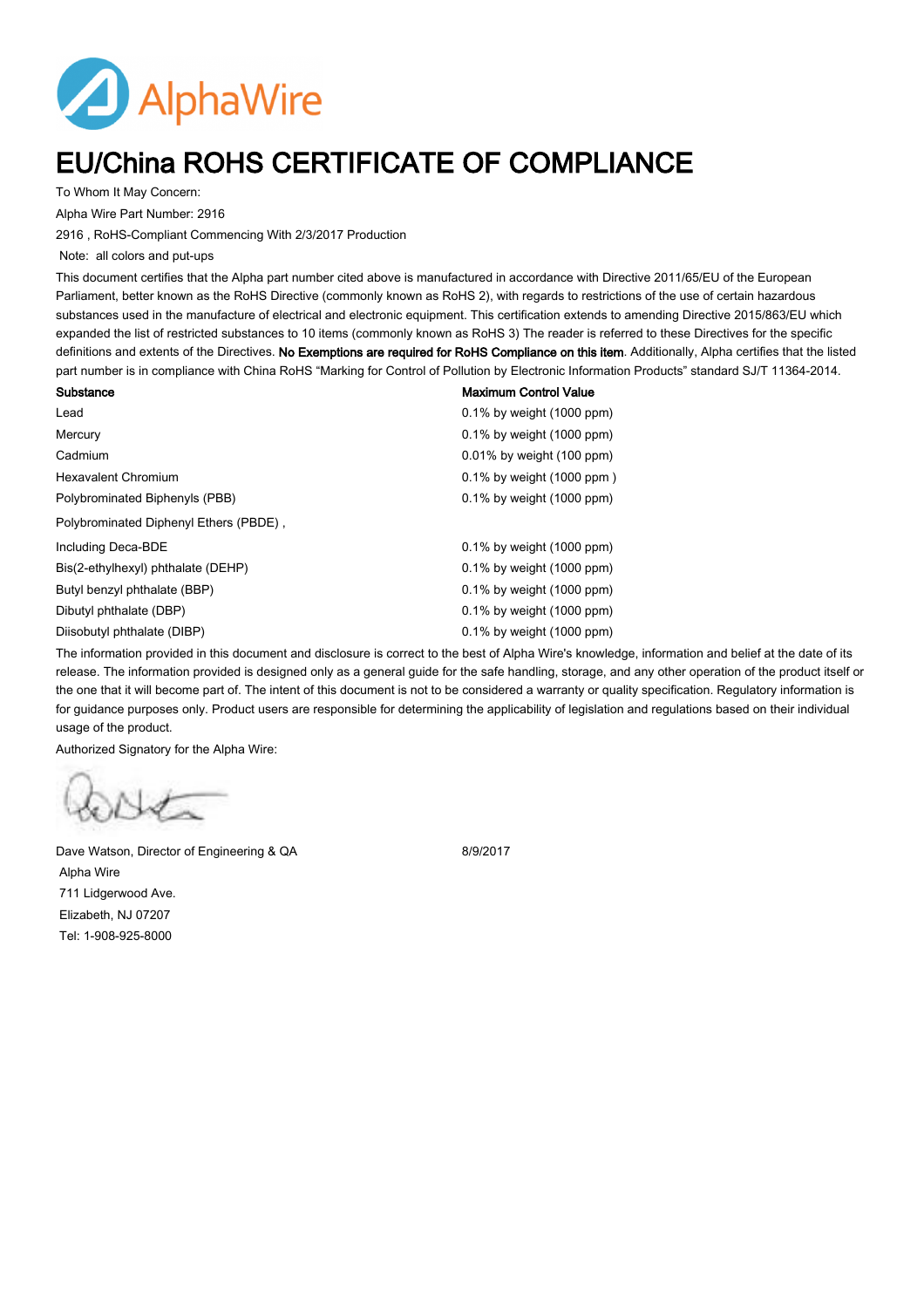AlphaWire

# EU/China ROHS CERTIFICATE OF COMPLIANCE

To Whom It May Concern:

Alpha Wire Part Number: 2916

2916 , RoHS-Compliant Commencing With 2/3/2017 Production

Note: all colors and put-ups

This document certifies that the Alpha part number cited above is manufactured in accordance with Directive 2011/65/EU of the European Parliament, better known as the RoHS Directive (commonly known as RoHS 2), with regards to restrictions of the use of certain hazardous substances used in the manufacture of electrical and electronic equipment. This certification extends to amending Directive 2015/863/EU which expanded the list of restricted substances to 10 items (commonly known as RoHS 3) The reader is referred to these Directives for the specific definitions and extents of the Directives. **No Exemptions are required for RoHS Compliance on this item**. Additionally, Alpha certifies that the listed part number is in compliance with China RoHS "Marking for Control of Pollution by Electronic Information Products" standard SJ/T 11364-2014.

| Substance | Maximum Control Value |
|---|---|
| Lead | 0.1% by weight (1000 ppm) |
| Mercury | 0.1% by weight (1000 ppm) |
| Cadmium | 0.01% by weight (100 ppm) |
| Hexavalent Chromium | 0.1% by weight (1000 ppm ) |
| Polybrominated Biphenyls (PBB) | 0.1% by weight (1000 ppm) |
| Polybrominated Diphenyl Ethers (PBDE) , | |
| Including Deca-BDE | 0.1% by weight (1000 ppm) |
| Bis(2-ethylhexyl) phthalate (DEHP) | 0.1% by weight (1000 ppm) |
| Butyl benzyl phthalate (BBP) | 0.1% by weight (1000 ppm) |
| Dibutyl phthalate (DBP) | 0.1% by weight (1000 ppm) |
| Diisobutyl phthalate (DIBP) | 0.1% by weight (1000 ppm) |

The information provided in this document and disclosure is correct to the best of Alpha Wire's knowledge, information and belief at the date of its release. The information provided is designed only as a general guide for the safe handling, storage, and any other operation of the product itself or the one that it will become part of. The intent of this document is not to be considered a warranty or quality specification. Regulatory information is for guidance purposes only. Product users are responsible for determining the applicability of legislation and regulations based on their individual usage of the product.

Authorized Signatory for the Alpha Wire:

Dave Watson, Director of Engineering & QA 8/9/2017

Alpha Wire

711 Lidgerwood Ave.

Elizabeth, NJ 07207

Tel: 1-908-925-8000